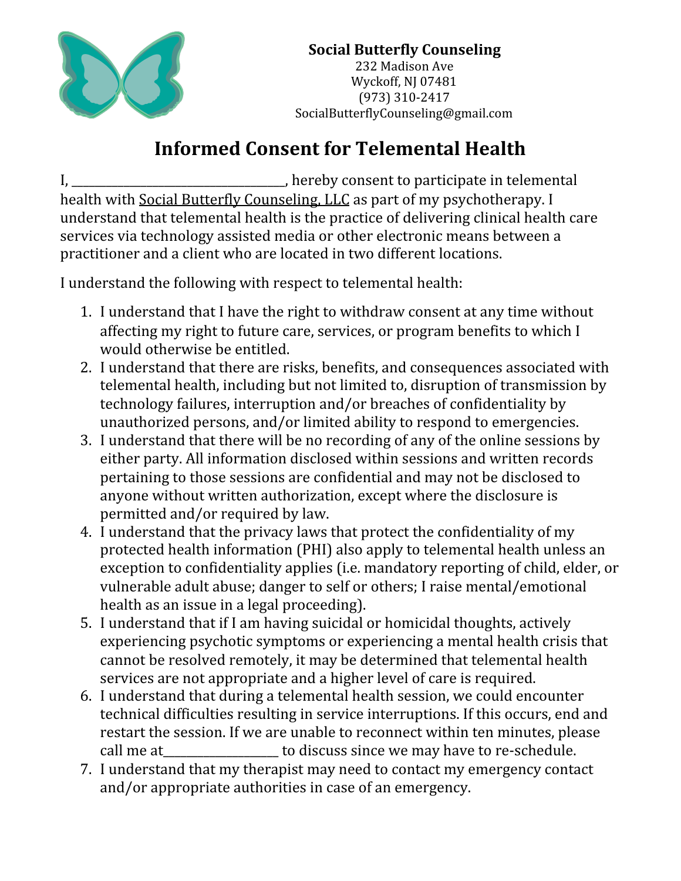**Social Butterfly Counseling**
232 Madison Ave
Wyckoff, NJ 07481
(973) 310-2417
SocialButterflyCounseling@gmail.com

# Informed Consent for Telemental Health

I, ___________________________________, hereby consent to participate in telemental health with Social Butterfly Counseling, LLC as part of my psychotherapy. I understand that telemental health is the practice of delivering clinical health care services via technology assisted media or other electronic means between a practitioner and a client who are located in two different locations.

I understand the following with respect to telemental health:

1. I understand that I have the right to withdraw consent at any time without affecting my right to future care, services, or program benefits to which I would otherwise be entitled.
2. I understand that there are risks, benefits, and consequences associated with telemental health, including but not limited to, disruption of transmission by technology failures, interruption and/or breaches of confidentiality by unauthorized persons, and/or limited ability to respond to emergencies.
3. I understand that there will be no recording of any of the online sessions by either party. All information disclosed within sessions and written records pertaining to those sessions are confidential and may not be disclosed to anyone without written authorization, except where the disclosure is permitted and/or required by law.
4. I understand that the privacy laws that protect the confidentiality of my protected health information (PHI) also apply to telemental health unless an exception to confidentiality applies (i.e. mandatory reporting of child, elder, or vulnerable adult abuse; danger to self or others; I raise mental/emotional health as an issue in a legal proceeding).
5. I understand that if I am having suicidal or homicidal thoughts, actively experiencing psychotic symptoms or experiencing a mental health crisis that cannot be resolved remotely, it may be determined that telemental health services are not appropriate and a higher level of care is required.
6. I understand that during a telemental health session, we could encounter technical difficulties resulting in service interruptions. If this occurs, end and restart the session. If we are unable to reconnect within ten minutes, please call me at__________________ to discuss since we may have to re-schedule.
7. I understand that my therapist may need to contact my emergency contact and/or appropriate authorities in case of an emergency.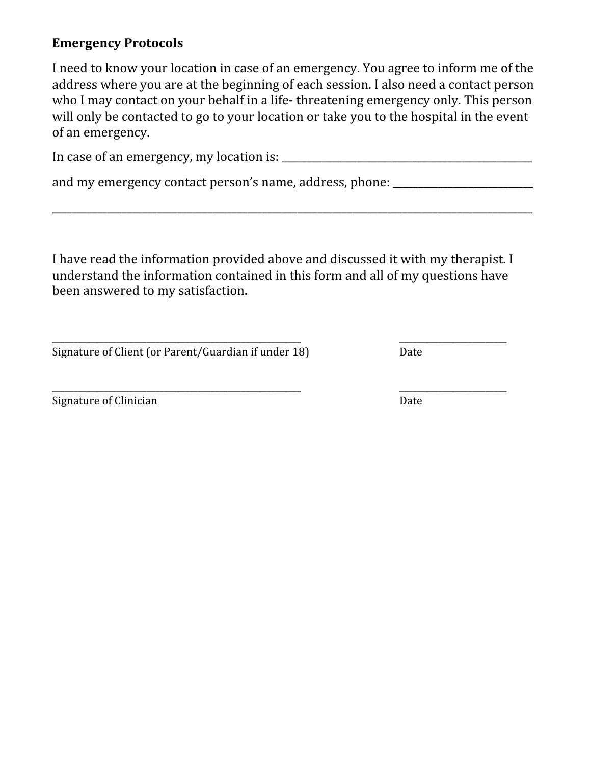**Emergency Protocols**

I need to know your location in case of an emergency. You agree to inform me of the address where you are at the beginning of each session. I also need a contact person who I may contact on your behalf in a life- threatening emergency only. This person will only be contacted to go to your location or take you to the hospital in the event of an emergency.

In case of an emergency, my location is: ________________________________________________

and my emergency contact person's name, address, phone: ____________________________

______________________________________________________________________________________________

I have read the information provided above and discussed it with my therapist. I understand the information contained in this form and all of my questions have been answered to my satisfaction.

_______________________________________________________ &emsp;&emsp;&emsp; ________________________

Signature of Client (or Parent/Guardian if under 18) &emsp;&emsp;&emsp; Date

_______________________________________________________ &emsp;&emsp;&emsp; ________________________

Signature of Clinician &emsp;&emsp;&emsp; Date